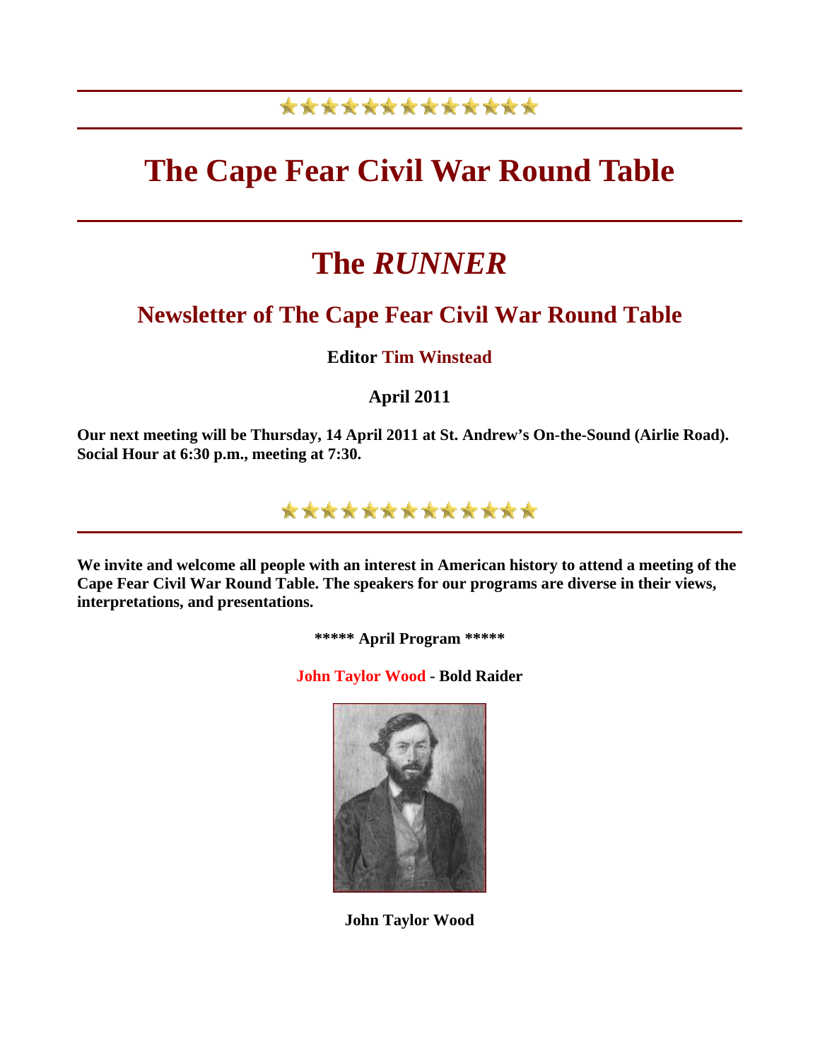# The Cape Fear Civil War Round Table

# The *RUNNER*

## Newsletter of The Cape Fear Civil War Round Table

**Editor Tim Winstead**

**April 2011**

**Our next meeting will be Thursday, 14 April 2011 at St. Andrew's On-the-Sound (Airlie Road). Social Hour at 6:30 p.m., meeting at 7:30.**

**We invite and welcome all people with an interest in American history to attend a meeting of the Cape Fear Civil War Round Table. The speakers for our programs are diverse in their views, interpretations, and presentations.**

**\*\*\*\*\* April Program \*\*\*\*\***

**John Taylor Wood - Bold Raider**

**John Taylor Wood**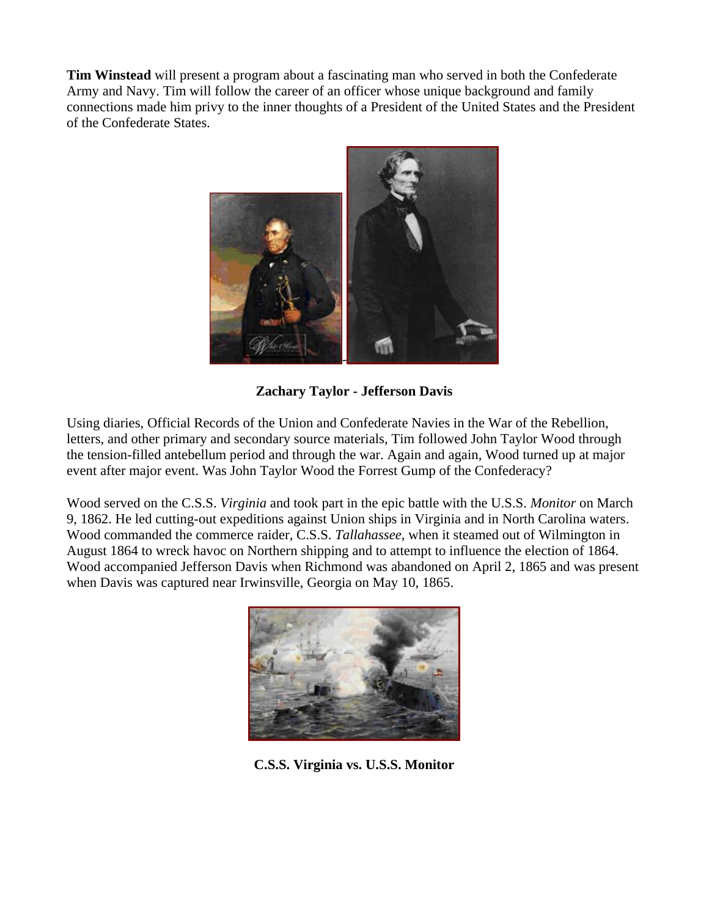**Tim Winstead** will present a program about a fascinating man who served in both the Confederate Army and Navy. Tim will follow the career of an officer whose unique background and family connections made him privy to the inner thoughts of a President of the United States and the President of the Confederate States.

**Zachary Taylor - Jefferson Davis**

Using diaries, Official Records of the Union and Confederate Navies in the War of the Rebellion, letters, and other primary and secondary source materials, Tim followed John Taylor Wood through the tension-filled antebellum period and through the war. Again and again, Wood turned up at major event after major event. Was John Taylor Wood the Forrest Gump of the Confederacy?

Wood served on the C.S.S. *Virginia* and took part in the epic battle with the U.S.S. *Monitor* on March 9, 1862. He led cutting-out expeditions against Union ships in Virginia and in North Carolina waters. Wood commanded the commerce raider, C.S.S. *Tallahassee*, when it steamed out of Wilmington in August 1864 to wreck havoc on Northern shipping and to attempt to influence the election of 1864. Wood accompanied Jefferson Davis when Richmond was abandoned on April 2, 1865 and was present when Davis was captured near Irwinsville, Georgia on May 10, 1865.

**C.S.S. Virginia vs. U.S.S. Monitor**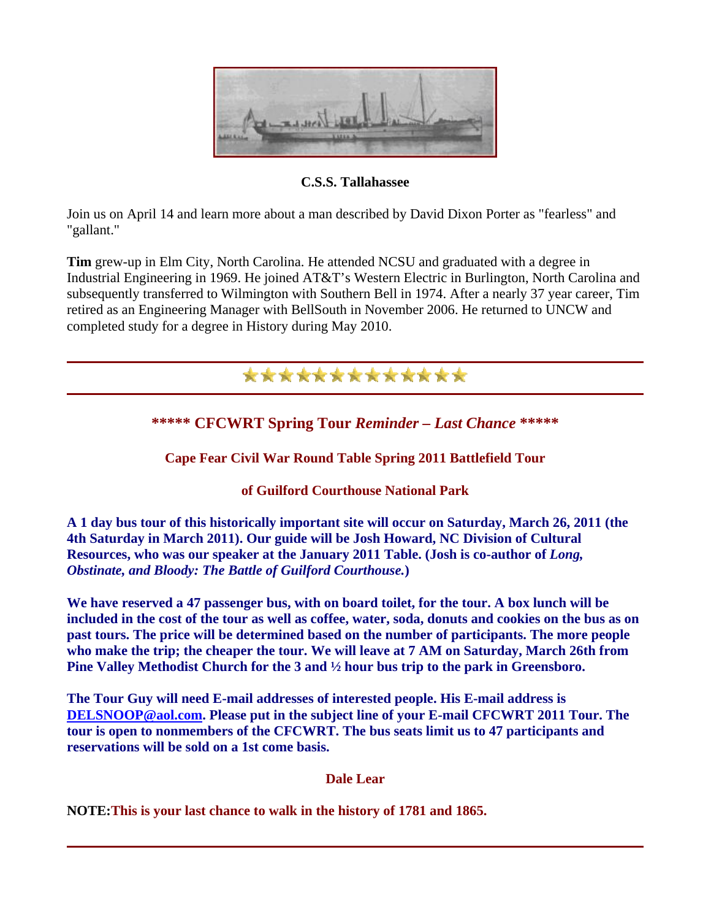**C.S.S. Tallahassee**

Join us on April 14 and learn more about a man described by David Dixon Porter as "fearless" and "gallant."

**Tim** grew-up in Elm City, North Carolina. He attended NCSU and graduated with a degree in Industrial Engineering in 1969. He joined AT&T's Western Electric in Burlington, North Carolina and subsequently transferred to Wilmington with Southern Bell in 1974. After a nearly 37 year career, Tim retired as an Engineering Manager with BellSouth in November 2006. He returned to UNCW and completed study for a degree in History during May 2010.

---

## ***** CFCWRT Spring Tour *Reminder – Last Chance* *****

### Cape Fear Civil War Round Table Spring 2011 Battlefield Tour

### of Guilford Courthouse National Park

**A 1 day bus tour of this historically important site will occur on Saturday, March 26, 2011 (the 4th Saturday in March 2011). Our guide will be Josh Howard, NC Division of Cultural Resources, who was our speaker at the January 2011 Table. (Josh is co-author of *Long, Obstinate, and Bloody: The Battle of Guilford Courthouse.*)**

**We have reserved a 47 passenger bus, with on board toilet, for the tour. A box lunch will be included in the cost of the tour as well as coffee, water, soda, donuts and cookies on the bus as on past tours. The price will be determined based on the number of participants. The more people who make the trip; the cheaper the tour. We will leave at 7 AM on Saturday, March 26th from Pine Valley Methodist Church for the 3 and ½ hour bus trip to the park in Greensboro.**

**The Tour Guy will need E-mail addresses of interested people. His E-mail address is DELSNOOP@aol.com. Please put in the subject line of your E-mail CFCWRT 2011 Tour. The tour is open to nonmembers of the CFCWRT. The bus seats limit us to 47 participants and reservations will be sold on a 1st come basis.**

**Dale Lear**

**NOTE: This is your last chance to walk in the history of 1781 and 1865.**

---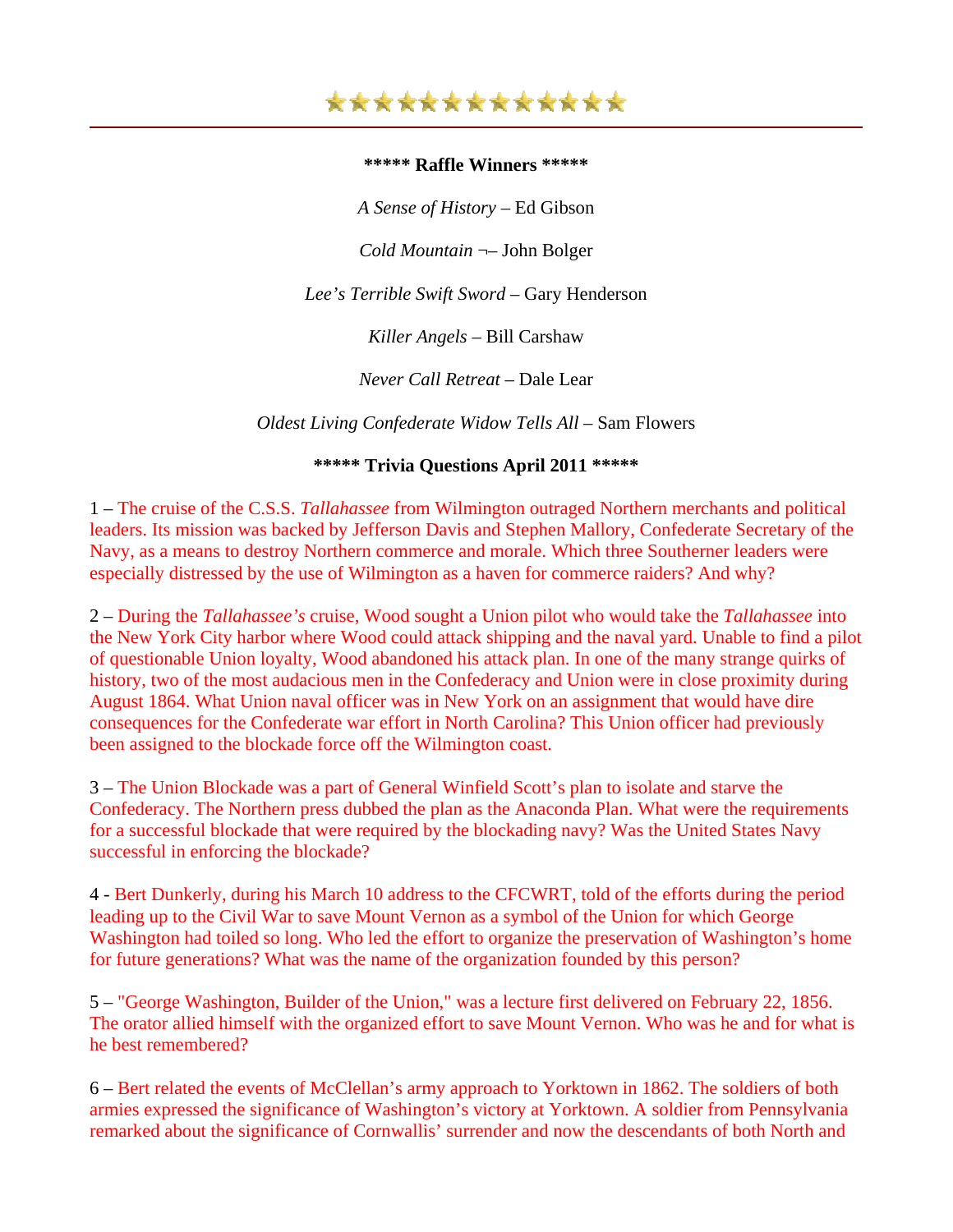**\*\*\*\*\* Raffle Winners \*\*\*\*\***

*A Sense of History* – Ed Gibson

*Cold Mountain* ¬– John Bolger

*Lee's Terrible Swift Sword* – Gary Henderson

*Killer Angels* – Bill Carshaw

*Never Call Retreat* – Dale Lear

*Oldest Living Confederate Widow Tells All* – Sam Flowers

**\*\*\*\*\* Trivia Questions April 2011 \*\*\*\*\***

1 – The cruise of the C.S.S. *Tallahassee* from Wilmington outraged Northern merchants and political leaders. Its mission was backed by Jefferson Davis and Stephen Mallory, Confederate Secretary of the Navy, as a means to destroy Northern commerce and morale. Which three Southerner leaders were especially distressed by the use of Wilmington as a haven for commerce raiders? And why?

2 – During the *Tallahassee's* cruise, Wood sought a Union pilot who would take the *Tallahassee* into the New York City harbor where Wood could attack shipping and the naval yard. Unable to find a pilot of questionable Union loyalty, Wood abandoned his attack plan. In one of the many strange quirks of history, two of the most audacious men in the Confederacy and Union were in close proximity during August 1864. What Union naval officer was in New York on an assignment that would have dire consequences for the Confederate war effort in North Carolina? This Union officer had previously been assigned to the blockade force off the Wilmington coast.

3 – The Union Blockade was a part of General Winfield Scott's plan to isolate and starve the Confederacy. The Northern press dubbed the plan as the Anaconda Plan. What were the requirements for a successful blockade that were required by the blockading navy? Was the United States Navy successful in enforcing the blockade?

4 - Bert Dunkerly, during his March 10 address to the CFCWRT, told of the efforts during the period leading up to the Civil War to save Mount Vernon as a symbol of the Union for which George Washington had toiled so long. Who led the effort to organize the preservation of Washington's home for future generations? What was the name of the organization founded by this person?

5 – "George Washington, Builder of the Union," was a lecture first delivered on February 22, 1856. The orator allied himself with the organized effort to save Mount Vernon. Who was he and for what is he best remembered?

6 – Bert related the events of McClellan's army approach to Yorktown in 1862. The soldiers of both armies expressed the significance of Washington's victory at Yorktown. A soldier from Pennsylvania remarked about the significance of Cornwallis' surrender and now the descendants of both North and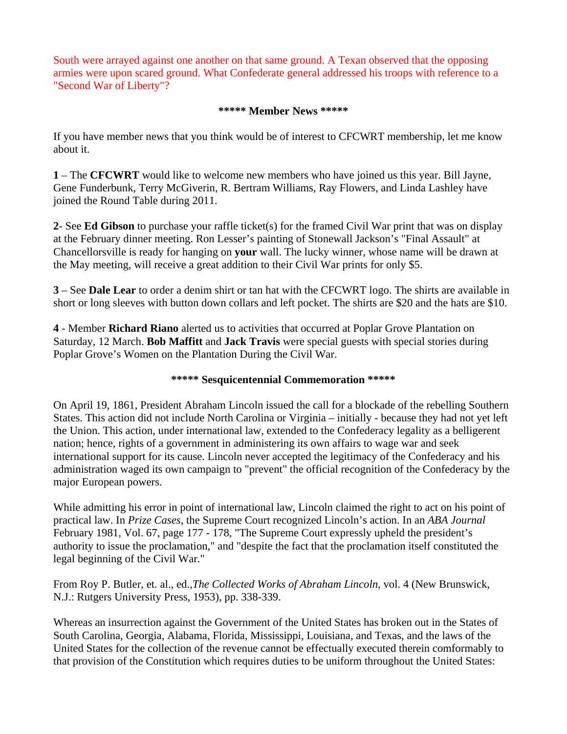South were arrayed against one another on that same ground. A Texan observed that the opposing armies were upon scared ground. What Confederate general addressed his troops with reference to a "Second War of Liberty"?

**\*\*\*\*\* Member News \*\*\*\*\***

If you have member news that you think would be of interest to CFCWRT membership, let me know about it.

**1** – The **CFCWRT** would like to welcome new members who have joined us this year. Bill Jayne, Gene Funderbunk, Terry McGiverin, R. Bertram Williams, Ray Flowers, and Linda Lashley have joined the Round Table during 2011.

**2**- See **Ed Gibson** to purchase your raffle ticket(s) for the framed Civil War print that was on display at the February dinner meeting. Ron Lesser's painting of Stonewall Jackson's "Final Assault" at Chancellorsville is ready for hanging on **your** wall. The lucky winner, whose name will be drawn at the May meeting, will receive a great addition to their Civil War prints for only $5.

**3** – See **Dale Lear** to order a denim shirt or tan hat with the CFCWRT logo. The shirts are available in short or long sleeves with button down collars and left pocket. The shirts are $20 and the hats are $10.

**4** - Member **Richard Riano** alerted us to activities that occurred at Poplar Grove Plantation on Saturday, 12 March. **Bob Maffitt** and **Jack Travis** were special guests with special stories during Poplar Grove's Women on the Plantation During the Civil War.

**\*\*\*\*\* Sesquicentennial Commemoration \*\*\*\*\***

On April 19, 1861, President Abraham Lincoln issued the call for a blockade of the rebelling Southern States. This action did not include North Carolina or Virginia – initially - because they had not yet left the Union. This action, under international law, extended to the Confederacy legality as a belligerent nation; hence, rights of a government in administering its own affairs to wage war and seek international support for its cause. Lincoln never accepted the legitimacy of the Confederacy and his administration waged its own campaign to "prevent" the official recognition of the Confederacy by the major European powers.

While admitting his error in point of international law, Lincoln claimed the right to act on his point of practical law. In *Prize Cases*, the Supreme Court recognized Lincoln's action. In an *ABA Journal* February 1981, Vol. 67, page 177 - 178, "The Supreme Court expressly upheld the president's authority to issue the proclamation," and "despite the fact that the proclamation itself constituted the legal beginning of the Civil War."

From Roy P. Butler, et. al., ed.,*The Collected Works of Abraham Lincoln*, vol. 4 (New Brunswick, N.J.: Rutgers University Press, 1953), pp. 338-339.

Whereas an insurrection against the Government of the United States has broken out in the States of South Carolina, Georgia, Alabama, Florida, Mississippi, Louisiana, and Texas, and the laws of the United States for the collection of the revenue cannot be effectually executed therein comformably to that provision of the Constitution which requires duties to be uniform throughout the United States: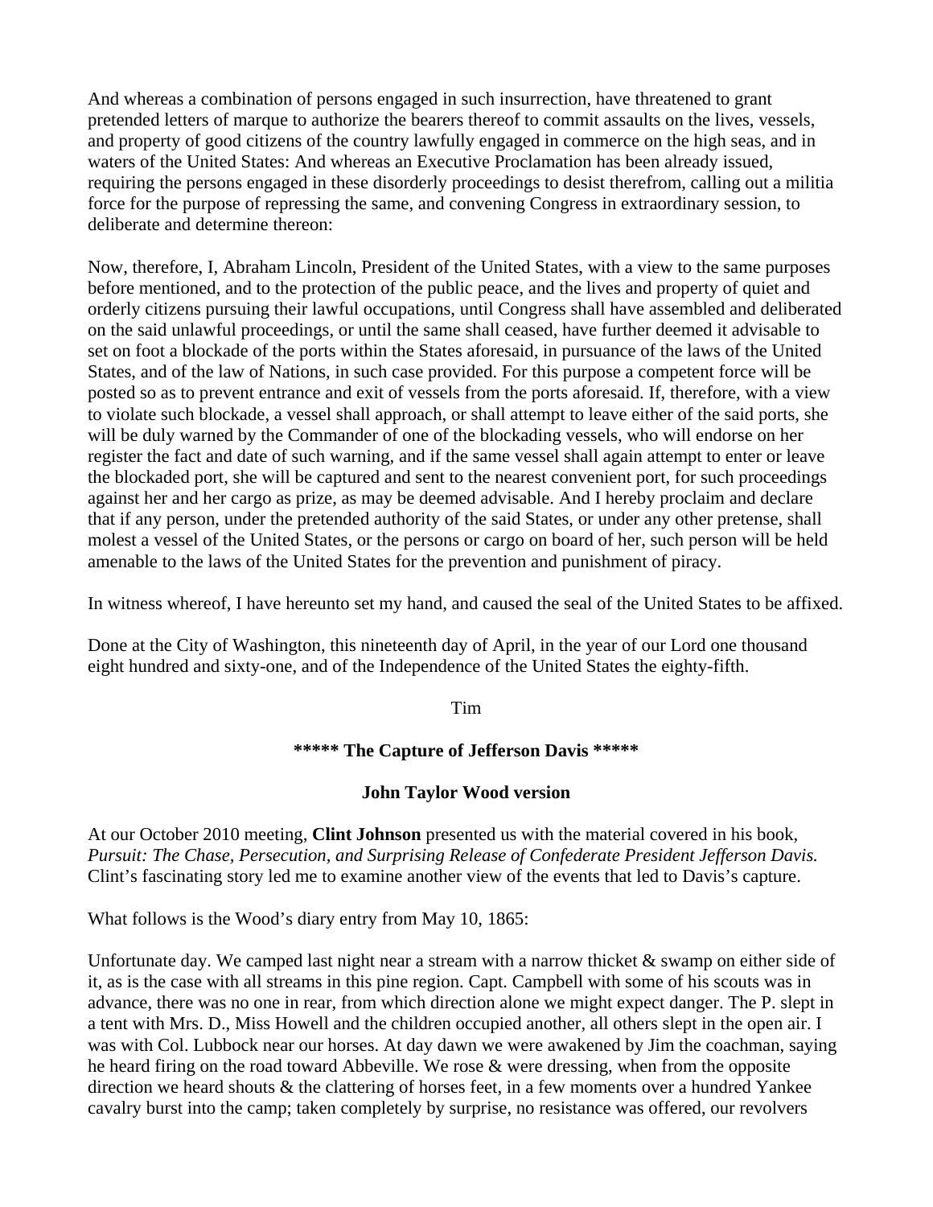And whereas a combination of persons engaged in such insurrection, have threatened to grant pretended letters of marque to authorize the bearers thereof to commit assaults on the lives, vessels, and property of good citizens of the country lawfully engaged in commerce on the high seas, and in waters of the United States: And whereas an Executive Proclamation has been already issued, requiring the persons engaged in these disorderly proceedings to desist therefrom, calling out a militia force for the purpose of repressing the same, and convening Congress in extraordinary session, to deliberate and determine thereon:

Now, therefore, I, Abraham Lincoln, President of the United States, with a view to the same purposes before mentioned, and to the protection of the public peace, and the lives and property of quiet and orderly citizens pursuing their lawful occupations, until Congress shall have assembled and deliberated on the said unlawful proceedings, or until the same shall ceased, have further deemed it advisable to set on foot a blockade of the ports within the States aforesaid, in pursuance of the laws of the United States, and of the law of Nations, in such case provided. For this purpose a competent force will be posted so as to prevent entrance and exit of vessels from the ports aforesaid. If, therefore, with a view to violate such blockade, a vessel shall approach, or shall attempt to leave either of the said ports, she will be duly warned by the Commander of one of the blockading vessels, who will endorse on her register the fact and date of such warning, and if the same vessel shall again attempt to enter or leave the blockaded port, she will be captured and sent to the nearest convenient port, for such proceedings against her and her cargo as prize, as may be deemed advisable. And I hereby proclaim and declare that if any person, under the pretended authority of the said States, or under any other pretense, shall molest a vessel of the United States, or the persons or cargo on board of her, such person will be held amenable to the laws of the United States for the prevention and punishment of piracy.

In witness whereof, I have hereunto set my hand, and caused the seal of the United States to be affixed.

Done at the City of Washington, this nineteenth day of April, in the year of our Lord one thousand eight hundred and sixty-one, and of the Independence of the United States the eighty-fifth.

Tim

## ***** The Capture of Jefferson Davis *****

### John Taylor Wood version

At our October 2010 meeting, **Clint Johnson** presented us with the material covered in his book, *Pursuit: The Chase, Persecution, and Surprising Release of Confederate President Jefferson Davis.* Clint's fascinating story led me to examine another view of the events that led to Davis's capture.

What follows is the Wood's diary entry from May 10, 1865:

Unfortunate day. We camped last night near a stream with a narrow thicket & swamp on either side of it, as is the case with all streams in this pine region. Capt. Campbell with some of his scouts was in advance, there was no one in rear, from which direction alone we might expect danger. The P. slept in a tent with Mrs. D., Miss Howell and the children occupied another, all others slept in the open air. I was with Col. Lubbock near our horses. At day dawn we were awakened by Jim the coachman, saying he heard firing on the road toward Abbeville. We rose & were dressing, when from the opposite direction we heard shouts & the clattering of horses feet, in a few moments over a hundred Yankee cavalry burst into the camp; taken completely by surprise, no resistance was offered, our revolvers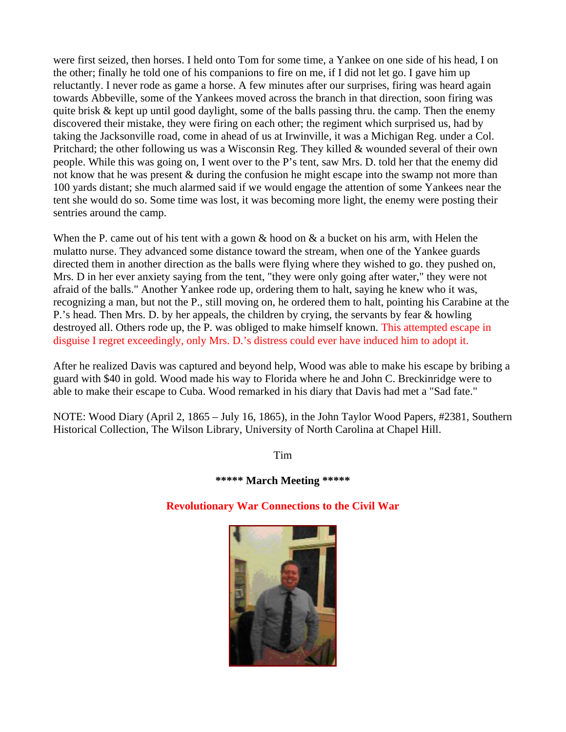were first seized, then horses. I held onto Tom for some time, a Yankee on one side of his head, I on the other; finally he told one of his companions to fire on me, if I did not let go. I gave him up reluctantly. I never rode as game a horse. A few minutes after our surprises, firing was heard again towards Abbeville, some of the Yankees moved across the branch in that direction, soon firing was quite brisk & kept up until good daylight, some of the balls passing thru. the camp. Then the enemy discovered their mistake, they were firing on each other; the regiment which surprised us, had by taking the Jacksonville road, come in ahead of us at Irwinville, it was a Michigan Reg. under a Col. Pritchard; the other following us was a Wisconsin Reg. They killed & wounded several of their own people. While this was going on, I went over to the P's tent, saw Mrs. D. told her that the enemy did not know that he was present & during the confusion he might escape into the swamp not more than 100 yards distant; she much alarmed said if we would engage the attention of some Yankees near the tent she would do so. Some time was lost, it was becoming more light, the enemy were posting their sentries around the camp.

When the P. came out of his tent with a gown & hood on & a bucket on his arm, with Helen the mulatto nurse. They advanced some distance toward the stream, when one of the Yankee guards directed them in another direction as the balls were flying where they wished to go. they pushed on, Mrs. D in her ever anxiety saying from the tent, "they were only going after water," they were not afraid of the balls." Another Yankee rode up, ordering them to halt, saying he knew who it was, recognizing a man, but not the P., still moving on, he ordered them to halt, pointing his Carabine at the P.'s head. Then Mrs. D. by her appeals, the children by crying, the servants by fear & howling destroyed all. Others rode up, the P. was obliged to make himself known. This attempted escape in disguise I regret exceedingly, only Mrs. D.'s distress could ever have induced him to adopt it.

After he realized Davis was captured and beyond help, Wood was able to make his escape by bribing a guard with $40 in gold. Wood made his way to Florida where he and John C. Breckinridge were to able to make their escape to Cuba. Wood remarked in his diary that Davis had met a "Sad fate."

NOTE: Wood Diary (April 2, 1865 – July 16, 1865), in the John Taylor Wood Papers, #2381, Southern Historical Collection, The Wilson Library, University of North Carolina at Chapel Hill.

Tim

**\*\*\*\*\* March Meeting \*\*\*\*\***

**Revolutionary War Connections to the Civil War**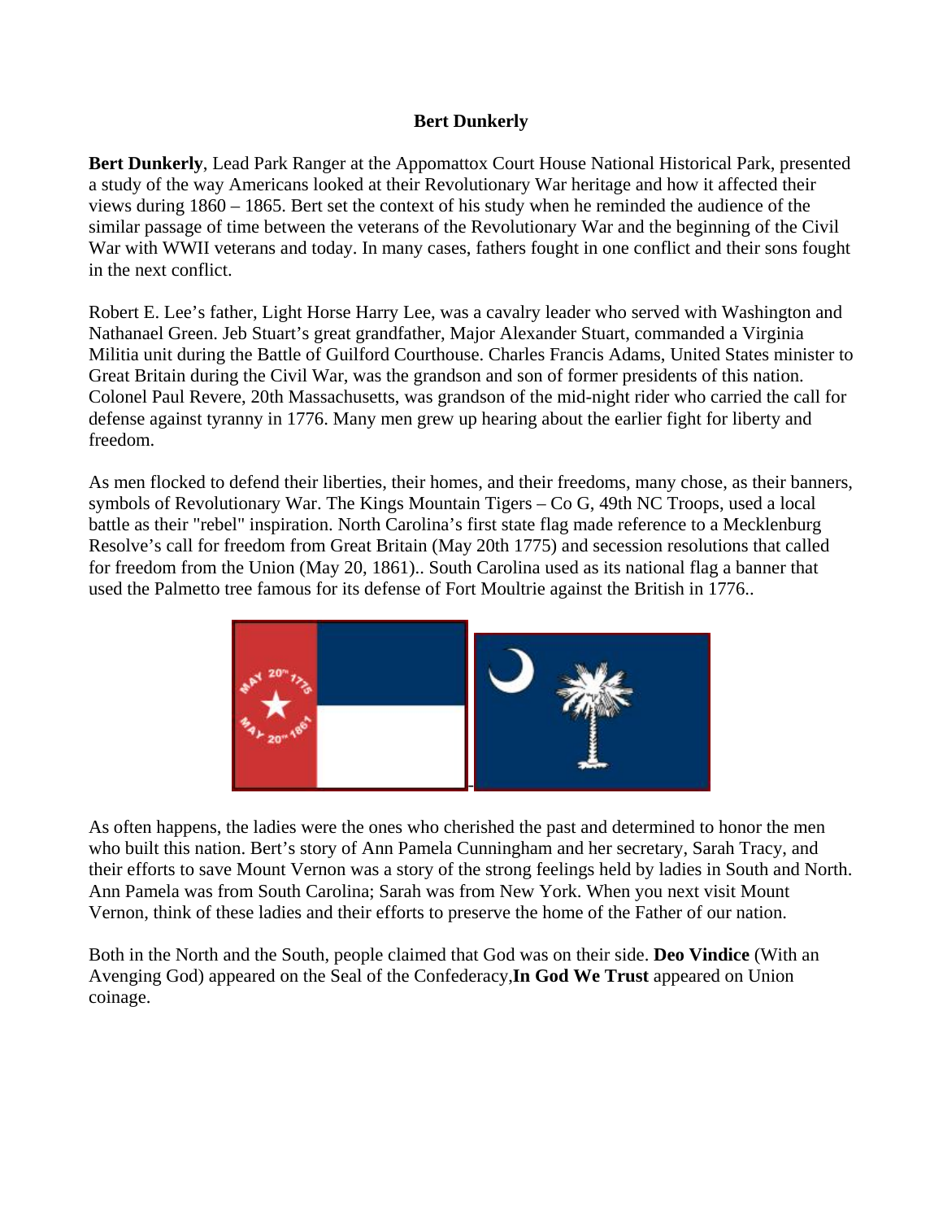**Bert Dunkerly**

**Bert Dunkerly**, Lead Park Ranger at the Appomattox Court House National Historical Park, presented a study of the way Americans looked at their Revolutionary War heritage and how it affected their views during 1860 – 1865. Bert set the context of his study when he reminded the audience of the similar passage of time between the veterans of the Revolutionary War and the beginning of the Civil War with WWII veterans and today. In many cases, fathers fought in one conflict and their sons fought in the next conflict.

Robert E. Lee's father, Light Horse Harry Lee, was a cavalry leader who served with Washington and Nathanael Green. Jeb Stuart's great grandfather, Major Alexander Stuart, commanded a Virginia Militia unit during the Battle of Guilford Courthouse. Charles Francis Adams, United States minister to Great Britain during the Civil War, was the grandson and son of former presidents of this nation. Colonel Paul Revere, 20th Massachusetts, was grandson of the mid-night rider who carried the call for defense against tyranny in 1776. Many men grew up hearing about the earlier fight for liberty and freedom.

As men flocked to defend their liberties, their homes, and their freedoms, many chose, as their banners, symbols of Revolutionary War. The Kings Mountain Tigers – Co G, 49th NC Troops, used a local battle as their "rebel" inspiration. North Carolina's first state flag made reference to a Mecklenburg Resolve's call for freedom from Great Britain (May 20th 1775) and secession resolutions that called for freedom from the Union (May 20, 1861).. South Carolina used as its national flag a banner that used the Palmetto tree famous for its defense of Fort Moultrie against the British in 1776..

As often happens, the ladies were the ones who cherished the past and determined to honor the men who built this nation. Bert's story of Ann Pamela Cunningham and her secretary, Sarah Tracy, and their efforts to save Mount Vernon was a story of the strong feelings held by ladies in South and North. Ann Pamela was from South Carolina; Sarah was from New York. When you next visit Mount Vernon, think of these ladies and their efforts to preserve the home of the Father of our nation.

Both in the North and the South, people claimed that God was on their side. **Deo Vindice** (With an Avenging God) appeared on the Seal of the Confederacy,**In God We Trust** appeared on Union coinage.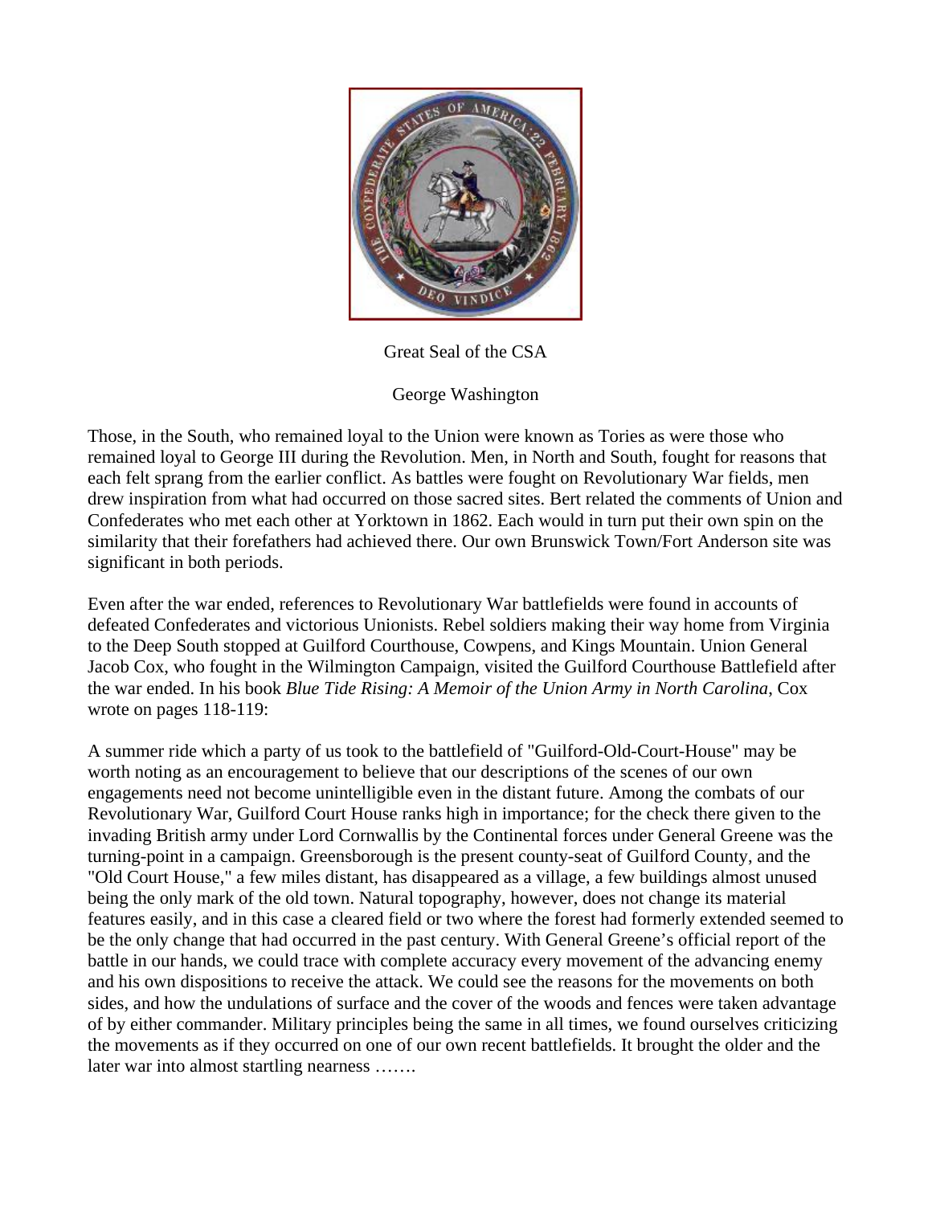Great Seal of the CSA

George Washington

Those, in the South, who remained loyal to the Union were known as Tories as were those who remained loyal to George III during the Revolution. Men, in North and South, fought for reasons that each felt sprang from the earlier conflict. As battles were fought on Revolutionary War fields, men drew inspiration from what had occurred on those sacred sites. Bert related the comments of Union and Confederates who met each other at Yorktown in 1862. Each would in turn put their own spin on the similarity that their forefathers had achieved there. Our own Brunswick Town/Fort Anderson site was significant in both periods.

Even after the war ended, references to Revolutionary War battlefields were found in accounts of defeated Confederates and victorious Unionists. Rebel soldiers making their way home from Virginia to the Deep South stopped at Guilford Courthouse, Cowpens, and Kings Mountain. Union General Jacob Cox, who fought in the Wilmington Campaign, visited the Guilford Courthouse Battlefield after the war ended. In his book *Blue Tide Rising: A Memoir of the Union Army in North Carolina*, Cox wrote on pages 118-119:

A summer ride which a party of us took to the battlefield of "Guilford-Old-Court-House" may be worth noting as an encouragement to believe that our descriptions of the scenes of our own engagements need not become unintelligible even in the distant future. Among the combats of our Revolutionary War, Guilford Court House ranks high in importance; for the check there given to the invading British army under Lord Cornwallis by the Continental forces under General Greene was the turning-point in a campaign. Greensborough is the present county-seat of Guilford County, and the "Old Court House," a few miles distant, has disappeared as a village, a few buildings almost unused being the only mark of the old town. Natural topography, however, does not change its material features easily, and in this case a cleared field or two where the forest had formerly extended seemed to be the only change that had occurred in the past century. With General Greene's official report of the battle in our hands, we could trace with complete accuracy every movement of the advancing enemy and his own dispositions to receive the attack. We could see the reasons for the movements on both sides, and how the undulations of surface and the cover of the woods and fences were taken advantage of by either commander. Military principles being the same in all times, we found ourselves criticizing the movements as if they occurred on one of our own recent battlefields. It brought the older and the later war into almost startling nearness …….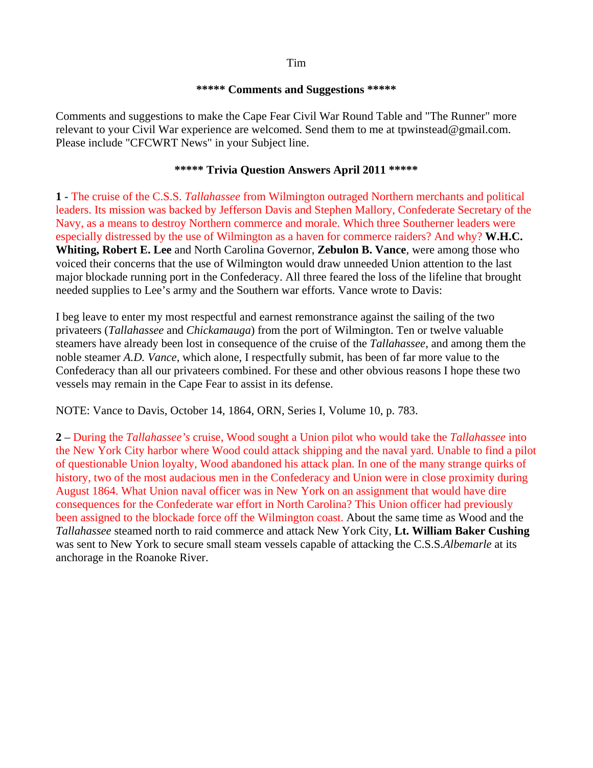Tim

**\*\*\*\*\* Comments and Suggestions \*\*\*\*\***

Comments and suggestions to make the Cape Fear Civil War Round Table and "The Runner" more relevant to your Civil War experience are welcomed. Send them to me at tpwinstead@gmail.com. Please include "CFCWRT News" in your Subject line.

**\*\*\*\*\* Trivia Question Answers April 2011 \*\*\*\*\***

**1** - The cruise of the C.S.S. *Tallahassee* from Wilmington outraged Northern merchants and political leaders. Its mission was backed by Jefferson Davis and Stephen Mallory, Confederate Secretary of the Navy, as a means to destroy Northern commerce and morale. Which three Southerner leaders were especially distressed by the use of Wilmington as a haven for commerce raiders? And why? **W.H.C. Whiting, Robert E. Lee** and North Carolina Governor, **Zebulon B. Vance**, were among those who voiced their concerns that the use of Wilmington would draw unneeded Union attention to the last major blockade running port in the Confederacy. All three feared the loss of the lifeline that brought needed supplies to Lee's army and the Southern war efforts. Vance wrote to Davis:

I beg leave to enter my most respectful and earnest remonstrance against the sailing of the two privateers (*Tallahassee* and *Chickamauga*) from the port of Wilmington. Ten or twelve valuable steamers have already been lost in consequence of the cruise of the *Tallahassee*, and among them the noble steamer *A.D. Vance*, which alone, I respectfully submit, has been of far more value to the Confederacy than all our privateers combined. For these and other obvious reasons I hope these two vessels may remain in the Cape Fear to assist in its defense.

NOTE: Vance to Davis, October 14, 1864, ORN, Series I, Volume 10, p. 783.

**2** – During the *Tallahassee's* cruise, Wood sought a Union pilot who would take the *Tallahassee* into the New York City harbor where Wood could attack shipping and the naval yard. Unable to find a pilot of questionable Union loyalty, Wood abandoned his attack plan. In one of the many strange quirks of history, two of the most audacious men in the Confederacy and Union were in close proximity during August 1864. What Union naval officer was in New York on an assignment that would have dire consequences for the Confederate war effort in North Carolina? This Union officer had previously been assigned to the blockade force off the Wilmington coast. About the same time as Wood and the *Tallahassee* steamed north to raid commerce and attack New York City, **Lt. William Baker Cushing** was sent to New York to secure small steam vessels capable of attacking the C.S.S.*Albemarle* at its anchorage in the Roanoke River.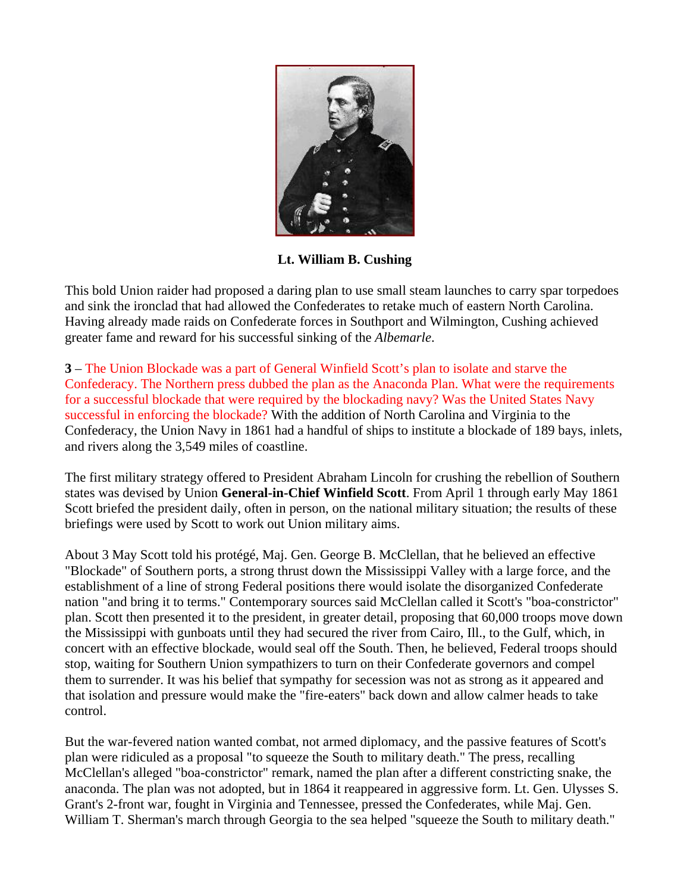**Lt. William B. Cushing**

This bold Union raider had proposed a daring plan to use small steam launches to carry spar torpedoes and sink the ironclad that had allowed the Confederates to retake much of eastern North Carolina. Having already made raids on Confederate forces in Southport and Wilmington, Cushing achieved greater fame and reward for his successful sinking of the *Albemarle*.

**3** – The Union Blockade was a part of General Winfield Scott's plan to isolate and starve the Confederacy. The Northern press dubbed the plan as the Anaconda Plan. What were the requirements for a successful blockade that were required by the blockading navy? Was the United States Navy successful in enforcing the blockade? With the addition of North Carolina and Virginia to the Confederacy, the Union Navy in 1861 had a handful of ships to institute a blockade of 189 bays, inlets, and rivers along the 3,549 miles of coastline.

The first military strategy offered to President Abraham Lincoln for crushing the rebellion of Southern states was devised by Union **General-in-Chief Winfield Scott**. From April 1 through early May 1861 Scott briefed the president daily, often in person, on the national military situation; the results of these briefings were used by Scott to work out Union military aims.

About 3 May Scott told his protégé, Maj. Gen. George B. McClellan, that he believed an effective "Blockade" of Southern ports, a strong thrust down the Mississippi Valley with a large force, and the establishment of a line of strong Federal positions there would isolate the disorganized Confederate nation "and bring it to terms." Contemporary sources said McClellan called it Scott's "boa-constrictor" plan. Scott then presented it to the president, in greater detail, proposing that 60,000 troops move down the Mississippi with gunboats until they had secured the river from Cairo, Ill., to the Gulf, which, in concert with an effective blockade, would seal off the South. Then, he believed, Federal troops should stop, waiting for Southern Union sympathizers to turn on their Confederate governors and compel them to surrender. It was his belief that sympathy for secession was not as strong as it appeared and that isolation and pressure would make the "fire-eaters" back down and allow calmer heads to take control.

But the war-fevered nation wanted combat, not armed diplomacy, and the passive features of Scott's plan were ridiculed as a proposal "to squeeze the South to military death." The press, recalling McClellan's alleged "boa-constrictor" remark, named the plan after a different constricting snake, the anaconda. The plan was not adopted, but in 1864 it reappeared in aggressive form. Lt. Gen. Ulysses S. Grant's 2-front war, fought in Virginia and Tennessee, pressed the Confederates, while Maj. Gen. William T. Sherman's march through Georgia to the sea helped "squeeze the South to military death."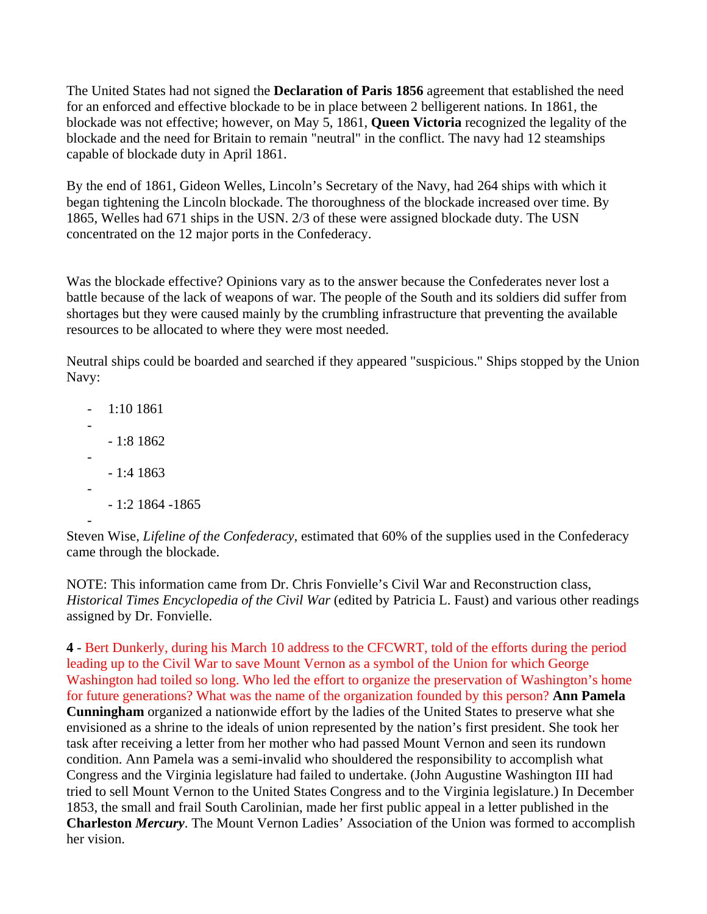The United States had not signed the **Declaration of Paris 1856** agreement that established the need for an enforced and effective blockade to be in place between 2 belligerent nations. In 1861, the blockade was not effective; however, on May 5, 1861, **Queen Victoria** recognized the legality of the blockade and the need for Britain to remain "neutral" in the conflict. The navy had 12 steamships capable of blockade duty in April 1861.

By the end of 1861, Gideon Welles, Lincoln's Secretary of the Navy, had 264 ships with which it began tightening the Lincoln blockade. The thoroughness of the blockade increased over time. By 1865, Welles had 671 ships in the USN. 2/3 of these were assigned blockade duty. The USN concentrated on the 12 major ports in the Confederacy.

Was the blockade effective? Opinions vary as to the answer because the Confederates never lost a battle because of the lack of weapons of war. The people of the South and its soldiers did suffer from shortages but they were caused mainly by the crumbling infrastructure that preventing the available resources to be allocated to where they were most needed.

Neutral ships could be boarded and searched if they appeared "suspicious." Ships stopped by the Union Navy:

- 1:10 1861
- 1:8 1862
- 1:4 1863
- 1:2 1864 -1865

Steven Wise, *Lifeline of the Confederacy*, estimated that 60% of the supplies used in the Confederacy came through the blockade.

NOTE: This information came from Dr. Chris Fonvielle's Civil War and Reconstruction class, *Historical Times Encyclopedia of the Civil War* (edited by Patricia L. Faust) and various other readings assigned by Dr. Fonvielle.

**4** - Bert Dunkerly, during his March 10 address to the CFCWRT, told of the efforts during the period leading up to the Civil War to save Mount Vernon as a symbol of the Union for which George Washington had toiled so long. Who led the effort to organize the preservation of Washington's home for future generations? What was the name of the organization founded by this person? **Ann Pamela Cunningham** organized a nationwide effort by the ladies of the United States to preserve what she envisioned as a shrine to the ideals of union represented by the nation's first president. She took her task after receiving a letter from her mother who had passed Mount Vernon and seen its rundown condition. Ann Pamela was a semi-invalid who shouldered the responsibility to accomplish what Congress and the Virginia legislature had failed to undertake. (John Augustine Washington III had tried to sell Mount Vernon to the United States Congress and to the Virginia legislature.) In December 1853, the small and frail South Carolinian, made her first public appeal in a letter published in the **Charleston *Mercury***. The Mount Vernon Ladies' Association of the Union was formed to accomplish her vision.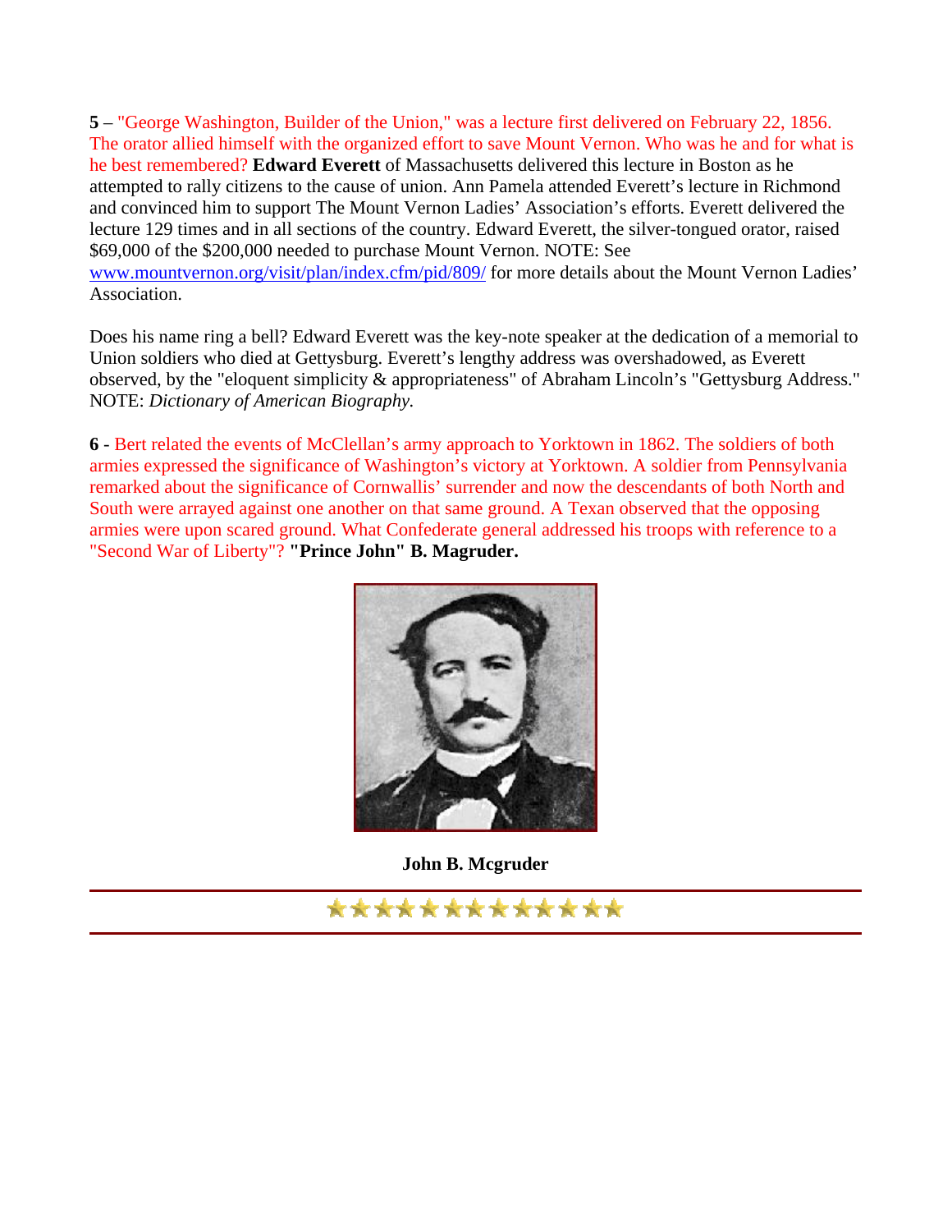**5** – "George Washington, Builder of the Union," was a lecture first delivered on February 22, 1856. The orator allied himself with the organized effort to save Mount Vernon. Who was he and for what is he best remembered? **Edward Everett** of Massachusetts delivered this lecture in Boston as he attempted to rally citizens to the cause of union. Ann Pamela attended Everett's lecture in Richmond and convinced him to support The Mount Vernon Ladies' Association's efforts. Everett delivered the lecture 129 times and in all sections of the country. Edward Everett, the silver-tongued orator, raised $69,000 of the $200,000 needed to purchase Mount Vernon. NOTE: See [www.mountvernon.org/visit/plan/index.cfm/pid/809/](http://www.mountvernon.org/visit/plan/index.cfm/pid/809/) for more details about the Mount Vernon Ladies' Association.

Does his name ring a bell? Edward Everett was the key-note speaker at the dedication of a memorial to Union soldiers who died at Gettysburg. Everett's lengthy address was overshadowed, as Everett observed, by the "eloquent simplicity & appropriateness" of Abraham Lincoln's "Gettysburg Address." NOTE: *Dictionary of American Biography.*

**6** - Bert related the events of McClellan's army approach to Yorktown in 1862. The soldiers of both armies expressed the significance of Washington's victory at Yorktown. A soldier from Pennsylvania remarked about the significance of Cornwallis' surrender and now the descendants of both North and South were arrayed against one another on that same ground. A Texan observed that the opposing armies were upon scared ground. What Confederate general addressed his troops with reference to a "Second War of Liberty"? **"Prince John" B. Magruder.**

**John B. Mcgruder**